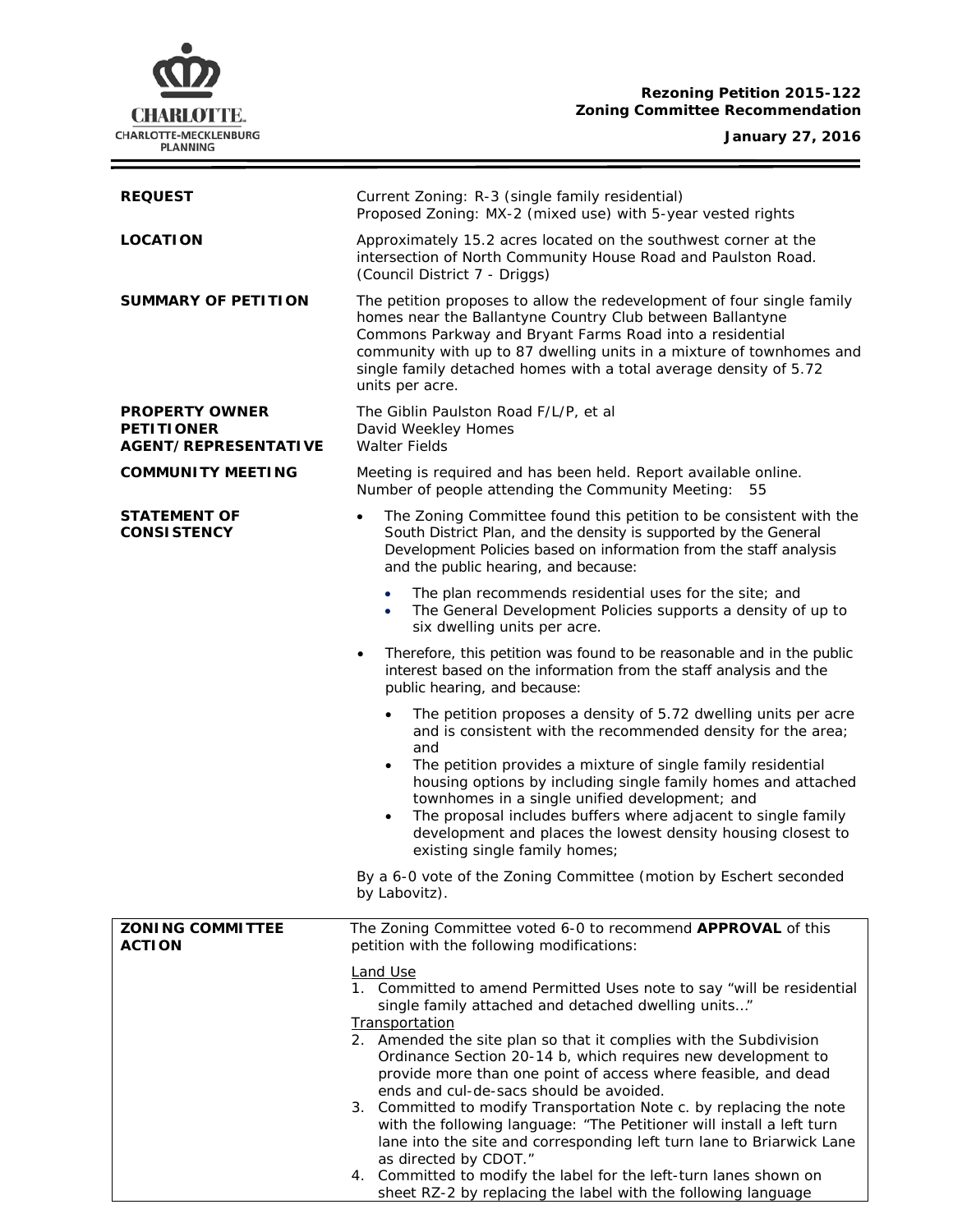**Rezoning Petition 2015-122**
**Zoning Committee Recommendation**

**January 27, 2016**

| | |
|---|---|
| **REQUEST** | Current Zoning: R-3 (single family residential)<br>Proposed Zoning: MX-2 (mixed use) with 5-year vested rights |
| **LOCATION** | Approximately 15.2 acres located on the southwest corner at the intersection of North Community House Road and Paulston Road. (Council District 7 - Driggs) |
| **SUMMARY OF PETITION** | The petition proposes to allow the redevelopment of four single family homes near the Ballantyne Country Club between Ballantyne Commons Parkway and Bryant Farms Road into a residential community with up to 87 dwelling units in a mixture of townhomes and single family detached homes with a total average density of 5.72 units per acre. |
| **PROPERTY OWNER**<br>**PETITIONER**<br>**AGENT/REPRESENTATIVE** | The Giblin Paulston Road F/L/P, et al<br>David Weekley Homes<br>Walter Fields |
| **COMMUNITY MEETING** | Meeting is required and has been held. Report available online.<br>Number of people attending the Community Meeting: 55 |
| **STATEMENT OF CONSISTENCY** | • The Zoning Committee found this petition to be consistent with the South District Plan, and the density is supported by the General Development Policies based on information from the staff analysis and the public hearing, and because:<br>&nbsp;&nbsp;• The plan recommends residential uses for the site; and<br>&nbsp;&nbsp;• The General Development Policies supports a density of up to six dwelling units per acre.<br>• Therefore, this petition was found to be reasonable and in the public interest based on the information from the staff analysis and the public hearing, and because:<br>&nbsp;&nbsp;• The petition proposes a density of 5.72 dwelling units per acre and is consistent with the recommended density for the area; and<br>&nbsp;&nbsp;• The petition provides a mixture of single family residential housing options by including single family homes and attached townhomes in a single unified development; and<br>&nbsp;&nbsp;• The proposal includes buffers where adjacent to single family development and places the lowest density housing closest to existing single family homes;<br><br>By a 6-0 vote of the Zoning Committee (motion by Eschert seconded by Labovitz). |

| | |
|---|---|
| **ZONING COMMITTEE ACTION** | The Zoning Committee voted 6-0 to recommend **APPROVAL** of this petition with the following modifications:<br><br><u>Land Use</u><br>1. Committed to amend Permitted Uses note to say "will be residential single family attached and detached dwelling units…"<br><u>Transportation</u><br>2. Amended the site plan so that it complies with the Subdivision Ordinance Section 20-14 b, which requires new development to provide more than one point of access where feasible, and dead ends and cul-de-sacs should be avoided.<br>3. Committed to modify Transportation Note c. by replacing the note with the following language: "The Petitioner will install a left turn lane into the site and corresponding left turn lane to Briarwick Lane as directed by CDOT."<br>4. Committed to modify the label for the left-turn lanes shown on sheet RZ-2 by replacing the label with the following language |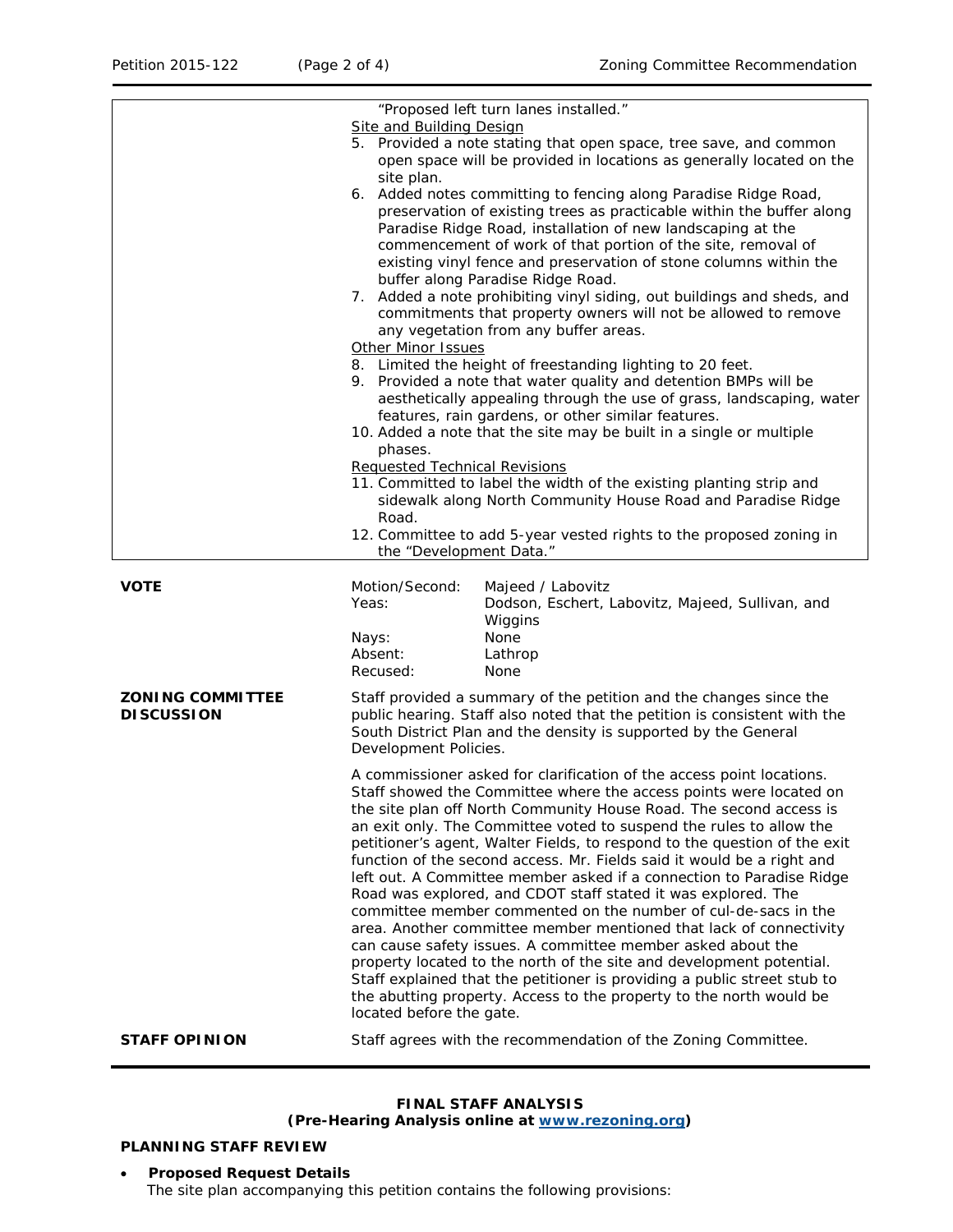| | "Proposed left turn lanes installed."<br>Site and Building Design<br>5. Provided a note stating that open space, tree save, and common open space will be provided in locations as generally located on the site plan.<br>6. Added notes committing to fencing along Paradise Ridge Road, preservation of existing trees as practicable within the buffer along Paradise Ridge Road, installation of new landscaping at the commencement of work of that portion of the site, removal of existing vinyl fence and preservation of stone columns within the buffer along Paradise Ridge Road.<br>7. Added a note prohibiting vinyl siding, out buildings and sheds, and commitments that property owners will not be allowed to remove any vegetation from any buffer areas.<br>Other Minor Issues<br>8. Limited the height of freestanding lighting to 20 feet.<br>9. Provided a note that water quality and detention BMPs will be aesthetically appealing through the use of grass, landscaping, water features, rain gardens, or other similar features.<br>10. Added a note that the site may be built in a single or multiple phases.<br>Requested Technical Revisions<br>11. Committed to label the width of the existing planting strip and sidewalk along North Community House Road and Paradise Ridge Road.<br>12. Committee to add 5-year vested rights to the proposed zoning in the "Development Data." |
|---|---|

**VOTE**

| | |
|---|---|
| Motion/Second: | Majeed / Labovitz |
| Yeas: | Dodson, Eschert, Labovitz, Majeed, Sullivan, and Wiggins |
| Nays: | None |
| Absent: | Lathrop |
| Recused: | None |

**ZONING COMMITTEE DISCUSSION**

Staff provided a summary of the petition and the changes since the public hearing. Staff also noted that the petition is consistent with the South District Plan and the density is supported by the General Development Policies.

A commissioner asked for clarification of the access point locations. Staff showed the Committee where the access points were located on the site plan off North Community House Road. The second access is an exit only. The Committee voted to suspend the rules to allow the petitioner's agent, Walter Fields, to respond to the question of the exit function of the second access. Mr. Fields said it would be a right and left out. A Committee member asked if a connection to Paradise Ridge Road was explored, and CDOT staff stated it was explored. The committee member commented on the number of cul-de-sacs in the area. Another committee member mentioned that lack of connectivity can cause safety issues. A committee member asked about the property located to the north of the site and development potential. Staff explained that the petitioner is providing a public street stub to the abutting property. Access to the property to the north would be located before the gate.

**STAFF OPINION**

Staff agrees with the recommendation of the Zoning Committee.

## FINAL STAFF ANALYSIS
**(Pre-Hearing Analysis online at [www.rezoning.org](www.rezoning.org))**

### PLANNING STAFF REVIEW

- ***Proposed Request Details***

  The site plan accompanying this petition contains the following provisions: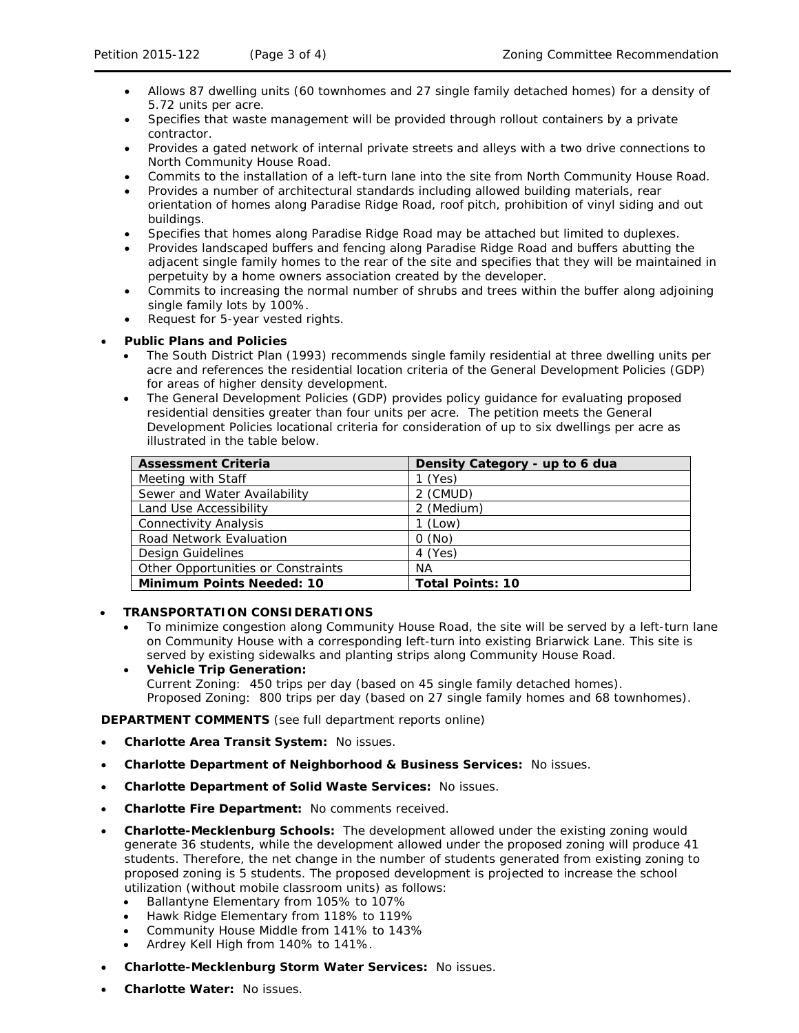- Allows 87 dwelling units (60 townhomes and 27 single family detached homes) for a density of 5.72 units per acre.
- Specifies that waste management will be provided through rollout containers by a private contractor.
- Provides a gated network of internal private streets and alleys with a two drive connections to North Community House Road.
- Commits to the installation of a left-turn lane into the site from North Community House Road.
- Provides a number of architectural standards including allowed building materials, rear orientation of homes along Paradise Ridge Road, roof pitch, prohibition of vinyl siding and out buildings.
- Specifies that homes along Paradise Ridge Road may be attached but limited to duplexes.
- Provides landscaped buffers and fencing along Paradise Ridge Road and buffers abutting the adjacent single family homes to the rear of the site and specifies that they will be maintained in perpetuity by a home owners association created by the developer.
- Commits to increasing the normal number of shrubs and trees within the buffer along adjoining single family lots by 100%.
- Request for 5-year vested rights.

- **Public Plans and Policies**
  - The South District Plan (1993) recommends single family residential at three dwelling units per acre and references the residential location criteria of the General Development Policies (GDP) for areas of higher density development.
  - The General Development Policies (GDP) provides policy guidance for evaluating proposed residential densities greater than four units per acre. The petition meets the General Development Policies locational criteria for consideration of up to six dwellings per acre as illustrated in the table below.

| **Assessment Criteria** | **Density Category - up to 6 dua** |
|---|---|
| Meeting with Staff | 1 (Yes) |
| Sewer and Water Availability | 2 (CMUD) |
| Land Use Accessibility | 2 (Medium) |
| Connectivity Analysis | 1 (Low) |
| Road Network Evaluation | 0 (No) |
| Design Guidelines | 4 (Yes) |
| Other Opportunities or Constraints | NA |
| **Minimum Points Needed: 10** | **Total Points: 10** |

- **TRANSPORTATION CONSIDERATIONS**
  - To minimize congestion along Community House Road, the site will be served by a left-turn lane on Community House with a corresponding left-turn into existing Briarwick Lane. This site is served by existing sidewalks and planting strips along Community House Road.
  - **Vehicle Trip Generation:**
    Current Zoning: 450 trips per day (based on 45 single family detached homes).
    Proposed Zoning: 800 trips per day (based on 27 single family homes and 68 townhomes).

**DEPARTMENT COMMENTS** (see full department reports online)

- **Charlotte Area Transit System:** No issues.
- **Charlotte Department of Neighborhood & Business Services:** No issues.
- **Charlotte Department of Solid Waste Services:** No issues.
- **Charlotte Fire Department:** No comments received.
- **Charlotte-Mecklenburg Schools:** The development allowed under the existing zoning would generate 36 students, while the development allowed under the proposed zoning will produce 41 students. Therefore, the net change in the number of students generated from existing zoning to proposed zoning is 5 students. The proposed development is projected to increase the school utilization (without mobile classroom units) as follows:
  - Ballantyne Elementary from 105% to 107%
  - Hawk Ridge Elementary from 118% to 119%
  - Community House Middle from 141% to 143%
  - Ardrey Kell High from 140% to 141%.
- **Charlotte-Mecklenburg Storm Water Services:** No issues.
- **Charlotte Water:** No issues.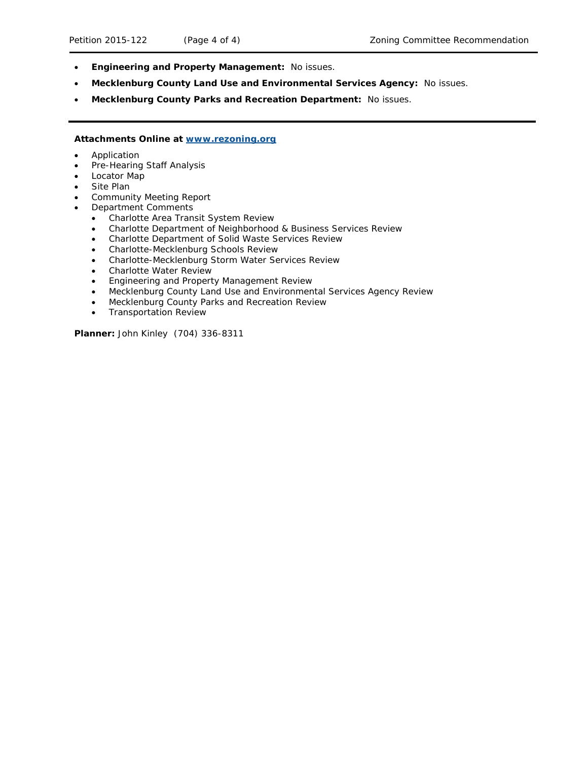- **Engineering and Property Management:** No issues.
- **Mecklenburg County Land Use and Environmental Services Agency:** No issues.
- **Mecklenburg County Parks and Recreation Department:** No issues.

---

**Attachments Online at [www.rezoning.org](www.rezoning.org)**

- Application
- Pre-Hearing Staff Analysis
- Locator Map
- Site Plan
- Community Meeting Report
- Department Comments
    - Charlotte Area Transit System Review
    - Charlotte Department of Neighborhood & Business Services Review
    - Charlotte Department of Solid Waste Services Review
    - Charlotte-Mecklenburg Schools Review
    - Charlotte-Mecklenburg Storm Water Services Review
    - Charlotte Water Review
    - Engineering and Property Management Review
    - Mecklenburg County Land Use and Environmental Services Agency Review
    - Mecklenburg County Parks and Recreation Review
    - Transportation Review

**Planner:** John Kinley (704) 336-8311